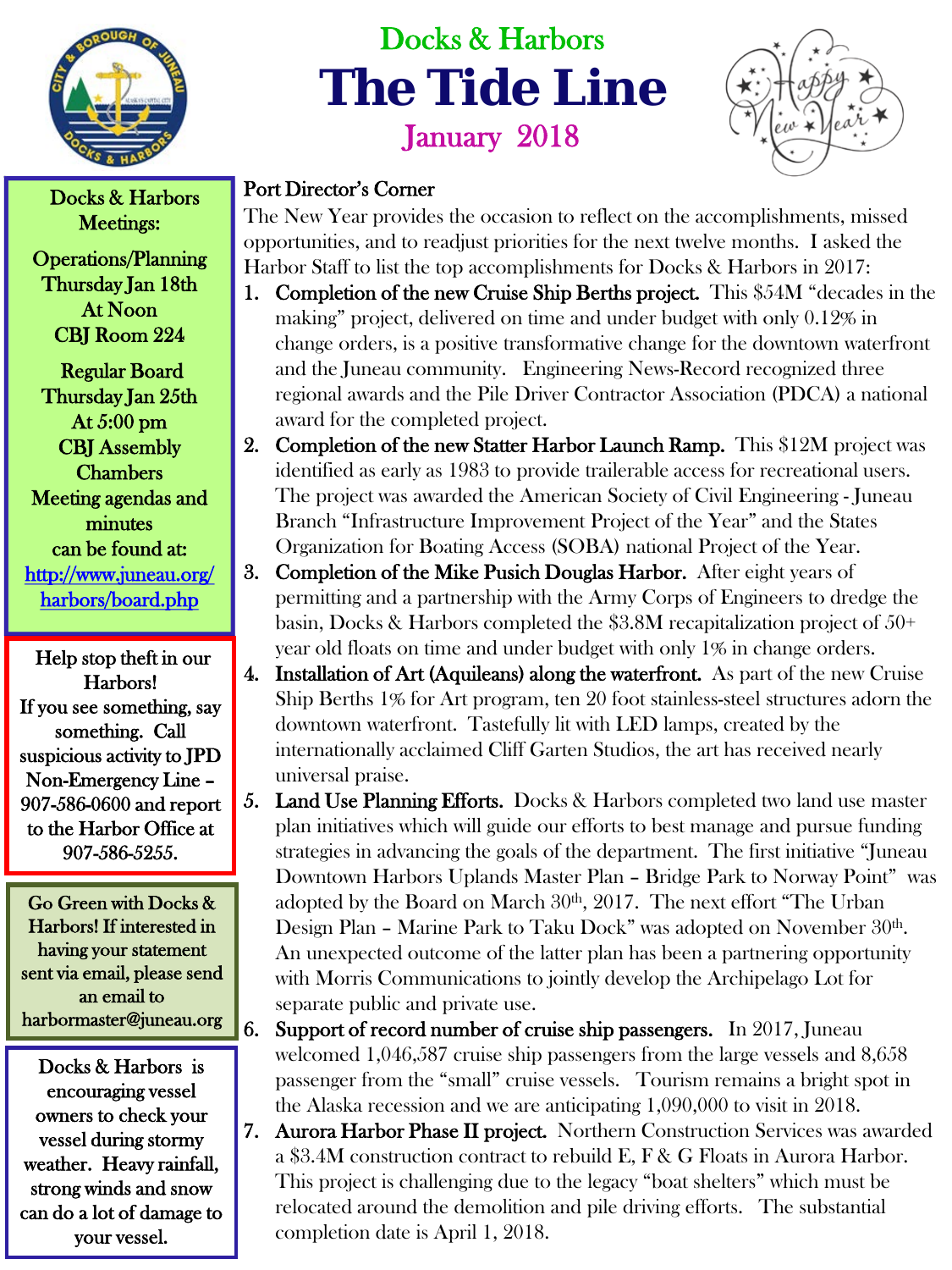Docks & Harbors

# The Tide Line

January 2018

Docks & Harbors Meetings:

Operations/Planning
Thursday Jan 18th
At Noon
CBJ Room 224

Regular Board
Thursday Jan 25th
At 5:00 pm
CBJ Assembly Chambers

Meeting agendas and minutes can be found at: http://www.juneau.org/harbors/board.php

Help stop theft in our Harbors!
If you see something, say something. Call suspicious activity to JPD Non-Emergency Line – 907-586-0600 and report to the Harbor Office at 907-586-5255.

Go Green with Docks & Harbors! If interested in having your statement sent via email, please send an email to harbormaster@juneau.org

Docks & Harbors is encouraging vessel owners to check your vessel during stormy weather. Heavy rainfall, strong winds and snow can do a lot of damage to your vessel.

## Port Director's Corner

The New Year provides the occasion to reflect on the accomplishments, missed opportunities, and to readjust priorities for the next twelve months. I asked the Harbor Staff to list the top accomplishments for Docks & Harbors in 2017:

1. **Completion of the new Cruise Ship Berths project.** This $54M "decades in the making" project, delivered on time and under budget with only 0.12% in change orders, is a positive transformative change for the downtown waterfront and the Juneau community. Engineering News-Record recognized three regional awards and the Pile Driver Contractor Association (PDCA) a national award for the completed project.
2. **Completion of the new Statter Harbor Launch Ramp.** This $12M project was identified as early as 1983 to provide trailerable access for recreational users. The project was awarded the American Society of Civil Engineering - Juneau Branch "Infrastructure Improvement Project of the Year" and the States Organization for Boating Access (SOBA) national Project of the Year.
3. **Completion of the Mike Pusich Douglas Harbor.** After eight years of permitting and a partnership with the Army Corps of Engineers to dredge the basin, Docks & Harbors completed the $3.8M recapitalization project of 50+ year old floats on time and under budget with only 1% in change orders.
4. **Installation of Art (Aquileans) along the waterfront.** As part of the new Cruise Ship Berths 1% for Art program, ten 20 foot stainless-steel structures adorn the downtown waterfront. Tastefully lit with LED lamps, created by the internationally acclaimed Cliff Garten Studios, the art has received nearly universal praise.
5. **Land Use Planning Efforts.** Docks & Harbors completed two land use master plan initiatives which will guide our efforts to best manage and pursue funding strategies in advancing the goals of the department. The first initiative "Juneau Downtown Harbors Uplands Master Plan – Bridge Park to Norway Point" was adopted by the Board on March 30th, 2017. The next effort "The Urban Design Plan – Marine Park to Taku Dock" was adopted on November 30th. An unexpected outcome of the latter plan has been a partnering opportunity with Morris Communications to jointly develop the Archipelago Lot for separate public and private use.
6. **Support of record number of cruise ship passengers.** In 2017, Juneau welcomed 1,046,587 cruise ship passengers from the large vessels and 8,658 passenger from the "small" cruise vessels. Tourism remains a bright spot in the Alaska recession and we are anticipating 1,090,000 to visit in 2018.
7. **Aurora Harbor Phase II project.** Northern Construction Services was awarded a $3.4M construction contract to rebuild E, F & G Floats in Aurora Harbor. This project is challenging due to the legacy "boat shelters" which must be relocated around the demolition and pile driving efforts. The substantial completion date is April 1, 2018.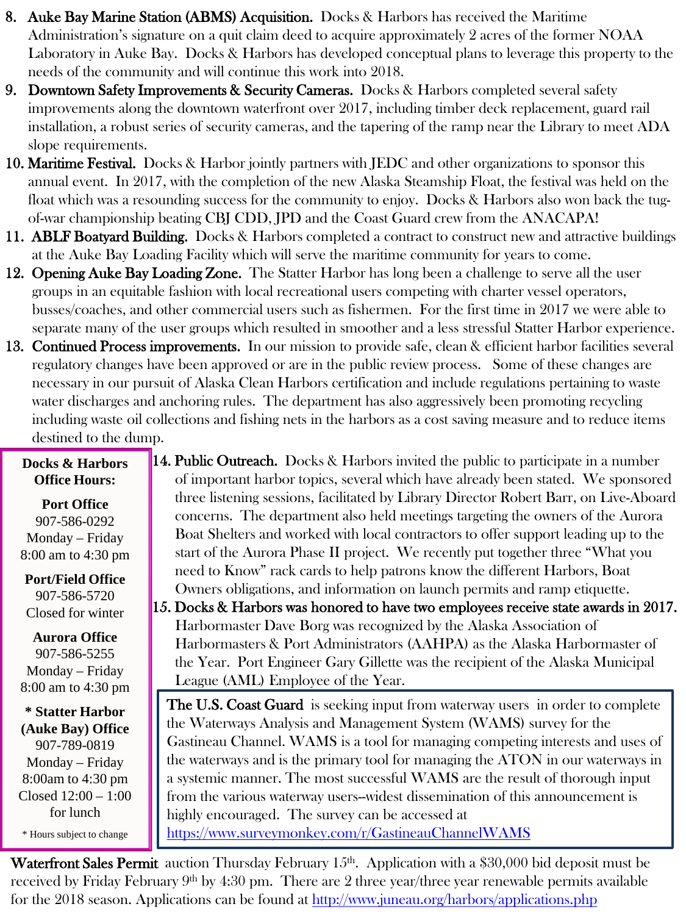8. **Auke Bay Marine Station (ABMS) Acquisition.** Docks & Harbors has received the Maritime Administration's signature on a quit claim deed to acquire approximately 2 acres of the former NOAA Laboratory in Auke Bay. Docks & Harbors has developed conceptual plans to leverage this property to the needs of the community and will continue this work into 2018.
9. **Downtown Safety Improvements & Security Cameras.** Docks & Harbors completed several safety improvements along the downtown waterfront over 2017, including timber deck replacement, guard rail installation, a robust series of security cameras, and the tapering of the ramp near the Library to meet ADA slope requirements.
10. **Maritime Festival.** Docks & Harbor jointly partners with JEDC and other organizations to sponsor this annual event. In 2017, with the completion of the new Alaska Steamship Float, the festival was held on the float which was a resounding success for the community to enjoy. Docks & Harbors also won back the tug-of-war championship beating CBJ CDD, JPD and the Coast Guard crew from the ANACAPA!
11. **ABLF Boatyard Building.** Docks & Harbors completed a contract to construct new and attractive buildings at the Auke Bay Loading Facility which will serve the maritime community for years to come.
12. **Opening Auke Bay Loading Zone.** The Statter Harbor has long been a challenge to serve all the user groups in an equitable fashion with local recreational users competing with charter vessel operators, busses/coaches, and other commercial users such as fishermen. For the first time in 2017 we were able to separate many of the user groups which resulted in smoother and a less stressful Statter Harbor experience.
13. **Continued Process improvements.** In our mission to provide safe, clean & efficient harbor facilities several regulatory changes have been approved or are in the public review process. Some of these changes are necessary in our pursuit of Alaska Clean Harbors certification and include regulations pertaining to waste water discharges and anchoring rules. The department has also aggressively been promoting recycling including waste oil collections and fishing nets in the harbors as a cost saving measure and to reduce items destined to the dump.
14. **Public Outreach.** Docks & Harbors invited the public to participate in a number of important harbor topics, several which have already been stated. We sponsored three listening sessions, facilitated by Library Director Robert Barr, on Live-Aboard concerns. The department also held meetings targeting the owners of the Aurora Boat Shelters and worked with local contractors to offer support leading up to the start of the Aurora Phase II project. We recently put together three "What you need to Know" rack cards to help patrons know the different Harbors, Boat Owners obligations, and information on launch permits and ramp etiquette.
15. **Docks & Harbors was honored to have two employees receive state awards in 2017.** Harbormaster Dave Borg was recognized by the Alaska Association of Harbormasters & Port Administrators (AAHPA) as the Alaska Harbormaster of the Year. Port Engineer Gary Gillette was the recipient of the Alaska Municipal League (AML) Employee of the Year.

**Docks & Harbors Office Hours:**

**Port Office**
907-586-0292
Monday – Friday
8:00 am to 4:30 pm

**Port/Field Office**
907-586-5720
Closed for winter

**Aurora Office**
907-586-5255
Monday – Friday
8:00 am to 4:30 pm

**\* Statter Harbor (Auke Bay) Office**
907-789-0819
Monday – Friday
8:00am to 4:30 pm
Closed 12:00 – 1:00 for lunch

\* Hours subject to change

**The U.S. Coast Guard** is seeking input from waterway users in order to complete the Waterways Analysis and Management System (WAMS) survey for the Gastineau Channel. WAMS is a tool for managing competing interests and uses of the waterways and is the primary tool for managing the ATON in our waterways in a systemic manner. The most successful WAMS are the result of thorough input from the various waterway users--widest dissemination of this announcement is highly encouraged. The survey can be accessed at https://www.surveymonkey.com/r/GastineauChannelWAMS

**Waterfront Sales Permit** auction Thursday February 15th. Application with a $30,000 bid deposit must be received by Friday February 9th by 4:30 pm. There are 2 three year/three year renewable permits available for the 2018 season. Applications can be found at http://www.juneau.org/harbors/applications.php